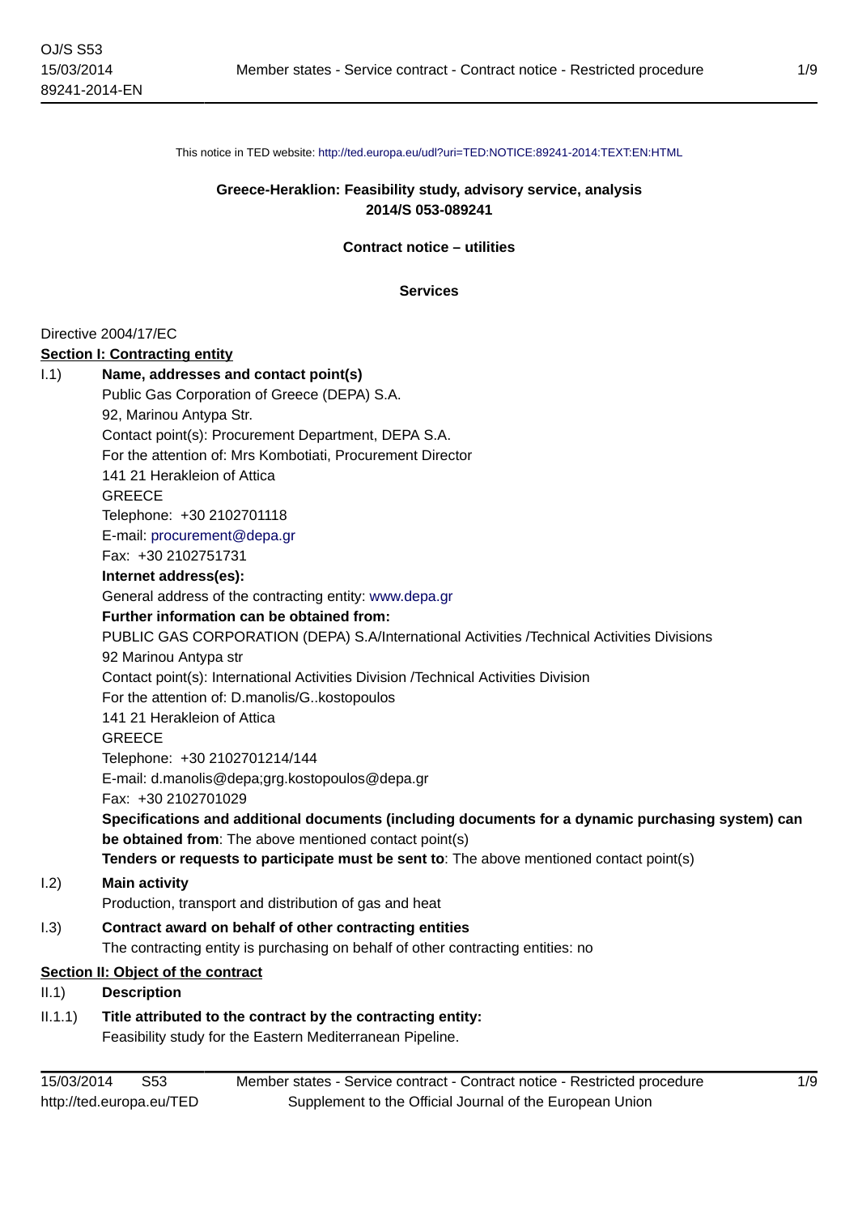This notice in TED website: http://ted.europa.eu/udl?uri=TED:NOTICE:89241-2014:TEXT:EN:HTML

**Greece-Heraklion: Feasibility study, advisory service, analysis**
**2014/S 053-089241**

**Contract notice – utilities**

**Services**

Directive 2004/17/EC

**Section I: Contracting entity**

I.1) **Name, addresses and contact point(s)**

Public Gas Corporation of Greece (DEPA) S.A.
92, Marinou Antypa Str.
Contact point(s): Procurement Department, DEPA S.A.
For the attention of: Mrs Kombotiati, Procurement Director
141 21 Herakleion of Attica
GREECE
Telephone: +30 2102701118
E-mail: procurement@depa.gr
Fax: +30 2102751731

**Internet address(es):**

General address of the contracting entity: www.depa.gr

**Further information can be obtained from:**

PUBLIC GAS CORPORATION (DEPA) S.A/International Activities /Technical Activities Divisions
92 Marinou Antypa str
Contact point(s): International Activities Division /Technical Activities Division
For the attention of: D.manolis/G..kostopoulos
141 21 Herakleion of Attica
GREECE
Telephone: +30 2102701214/144
E-mail: d.manolis@depa;grg.kostopoulos@depa.gr
Fax: +30 2102701029

**Specifications and additional documents (including documents for a dynamic purchasing system) can be obtained from**: The above mentioned contact point(s)

**Tenders or requests to participate must be sent to**: The above mentioned contact point(s)

I.2) **Main activity**

Production, transport and distribution of gas and heat

I.3) **Contract award on behalf of other contracting entities**

The contracting entity is purchasing on behalf of other contracting entities: no

**Section II: Object of the contract**

II.1) **Description**

II.1.1) **Title attributed to the contract by the contracting entity:**

Feasibility study for the Eastern Mediterranean Pipeline.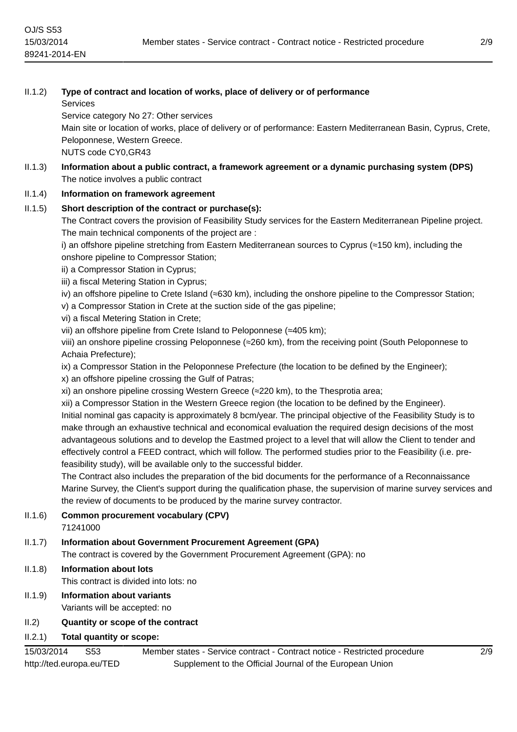II.1.2) **Type of contract and location of works, place of delivery or of performance**

Services

Service category No 27: Other services

Main site or location of works, place of delivery or of performance: Eastern Mediterranean Basin, Cyprus, Crete, Peloponnese, Western Greece.

NUTS code CY0,GR43

II.1.3) **Information about a public contract, a framework agreement or a dynamic purchasing system (DPS)**

The notice involves a public contract

II.1.4) **Information on framework agreement**

II.1.5) **Short description of the contract or purchase(s):**

The Contract covers the provision of Feasibility Study services for the Eastern Mediterranean Pipeline project. The main technical components of the project are :

i) an offshore pipeline stretching from Eastern Mediterranean sources to Cyprus (≈150 km), including the onshore pipeline to Compressor Station;

ii) a Compressor Station in Cyprus;

iii) a fiscal Metering Station in Cyprus;

iv) an offshore pipeline to Crete Island (≈630 km), including the onshore pipeline to the Compressor Station;

v) a Compressor Station in Crete at the suction side of the gas pipeline;

vi) a fiscal Metering Station in Crete;

vii) an offshore pipeline from Crete Island to Peloponnese (≈405 km);

viii) an onshore pipeline crossing Peloponnese (≈260 km), from the receiving point (South Peloponnese to Achaia Prefecture);

ix) a Compressor Station in the Peloponnese Prefecture (the location to be defined by the Engineer);

x) an offshore pipeline crossing the Gulf of Patras;

xi) an onshore pipeline crossing Western Greece (≈220 km), to the Thesprotia area;

xii) a Compressor Station in the Western Greece region (the location to be defined by the Engineer).

Initial nominal gas capacity is approximately 8 bcm/year. The principal objective of the Feasibility Study is to make through an exhaustive technical and economical evaluation the required design decisions of the most advantageous solutions and to develop the Eastmed project to a level that will allow the Client to tender and effectively control a FEED contract, which will follow. The performed studies prior to the Feasibility (i.e. pre-feasibility study), will be available only to the successful bidder.

The Contract also includes the preparation of the bid documents for the performance of a Reconnaissance Marine Survey, the Client's support during the qualification phase, the supervision of marine survey services and the review of documents to be produced by the marine survey contractor.

II.1.6) **Common procurement vocabulary (CPV)**

71241000

II.1.7) **Information about Government Procurement Agreement (GPA)**

The contract is covered by the Government Procurement Agreement (GPA): no

II.1.8) **Information about lots**

This contract is divided into lots: no

II.1.9) **Information about variants**

Variants will be accepted: no

II.2) **Quantity or scope of the contract**

II.2.1) **Total quantity or scope:**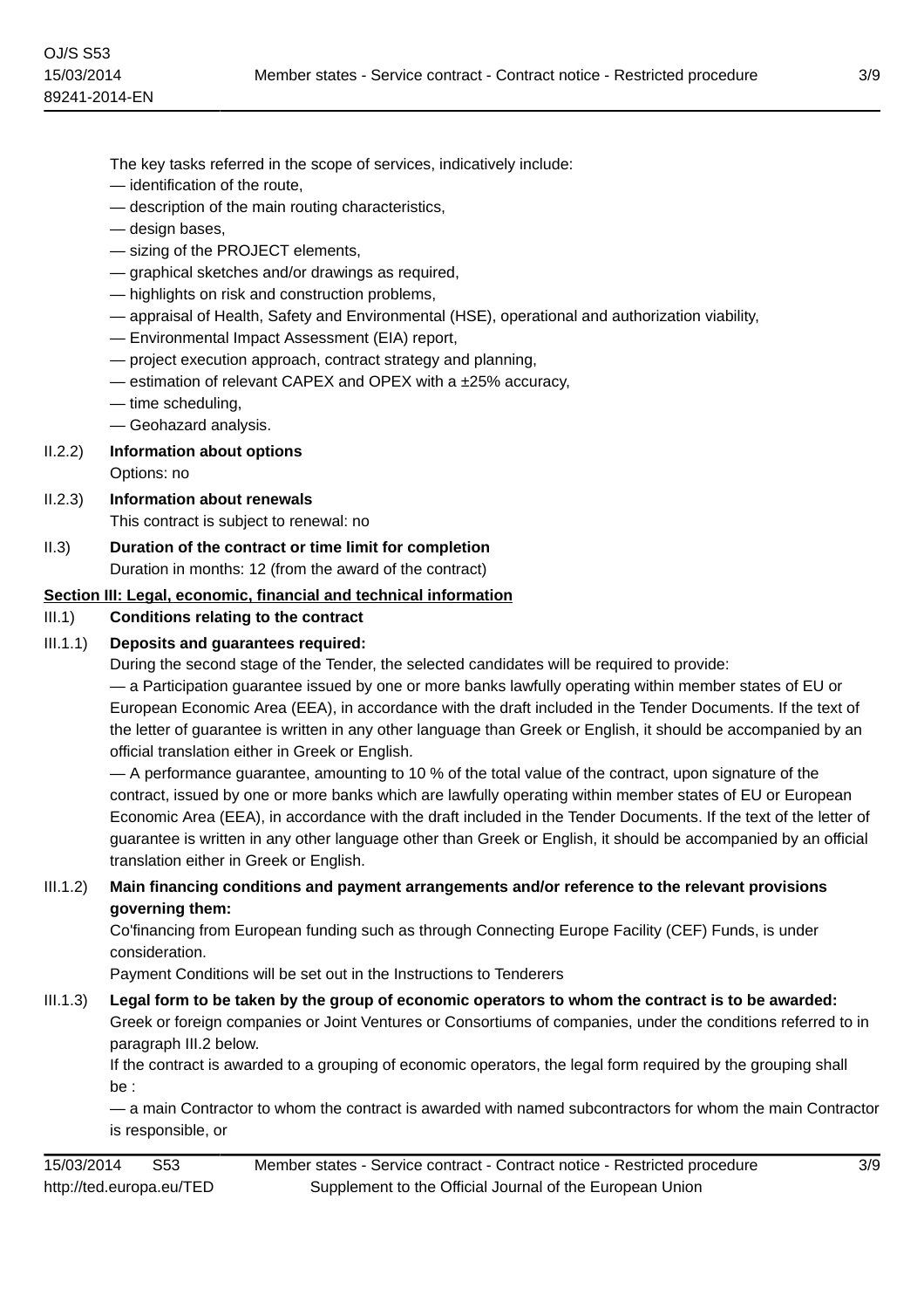The key tasks referred in the scope of services, indicatively include:

— identification of the route,

— description of the main routing characteristics,

— design bases,

— sizing of the PROJECT elements,

— graphical sketches and/or drawings as required,

— highlights on risk and construction problems,

— appraisal of Health, Safety and Environmental (HSE), operational and authorization viability,

— Environmental Impact Assessment (EIA) report,

— project execution approach, contract strategy and planning,

— estimation of relevant CAPEX and OPEX with a ±25% accuracy,

— time scheduling,

— Geohazard analysis.

II.2.2) **Information about options**

Options: no

II.2.3) **Information about renewals**

This contract is subject to renewal: no

II.3) **Duration of the contract or time limit for completion**

Duration in months: 12 (from the award of the contract)

**Section III: Legal, economic, financial and technical information**

III.1) **Conditions relating to the contract**

III.1.1) **Deposits and guarantees required:**

During the second stage of the Tender, the selected candidates will be required to provide:

— a Participation guarantee issued by one or more banks lawfully operating within member states of EU or European Economic Area (EEA), in accordance with the draft included in the Tender Documents. If the text of the letter of guarantee is written in any other language than Greek or English, it should be accompanied by an official translation either in Greek or English.

— A performance guarantee, amounting to 10 % of the total value of the contract, upon signature of the contract, issued by one or more banks which are lawfully operating within member states of EU or European Economic Area (EEA), in accordance with the draft included in the Tender Documents. If the text of the letter of guarantee is written in any other language other than Greek or English, it should be accompanied by an official translation either in Greek or English.

III.1.2) **Main financing conditions and payment arrangements and/or reference to the relevant provisions governing them:**

Co'financing from European funding such as through Connecting Europe Facility (CEF) Funds, is under consideration.

Payment Conditions will be set out in the Instructions to Tenderers

III.1.3) **Legal form to be taken by the group of economic operators to whom the contract is to be awarded:**

Greek or foreign companies or Joint Ventures or Consortiums of companies, under the conditions referred to in paragraph III.2 below.

If the contract is awarded to a grouping of economic operators, the legal form required by the grouping shall be :

— a main Contractor to whom the contract is awarded with named subcontractors for whom the main Contractor is responsible, or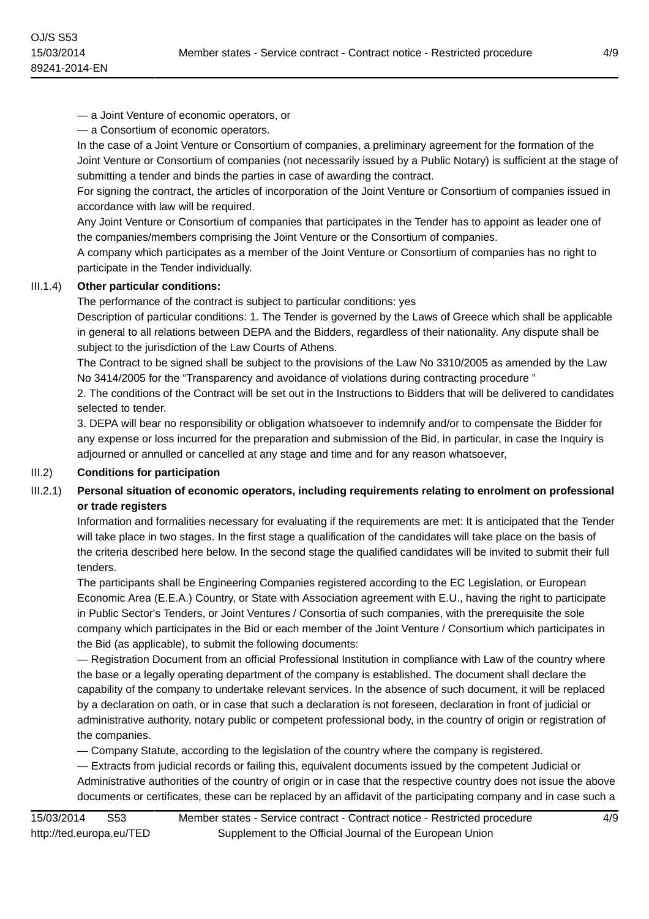— a Joint Venture of economic operators, or

— a Consortium of economic operators.

In the case of a Joint Venture or Consortium of companies, a preliminary agreement for the formation of the Joint Venture or Consortium of companies (not necessarily issued by a Public Notary) is sufficient at the stage of submitting a tender and binds the parties in case of awarding the contract.

For signing the contract, the articles of incorporation of the Joint Venture or Consortium of companies issued in accordance with law will be required.

Any Joint Venture or Consortium of companies that participates in the Tender has to appoint as leader one of the companies/members comprising the Joint Venture or the Consortium of companies.

A company which participates as a member of the Joint Venture or Consortium of companies has no right to participate in the Tender individually.

III.1.4) **Other particular conditions:**

The performance of the contract is subject to particular conditions: yes

Description of particular conditions: 1. The Tender is governed by the Laws of Greece which shall be applicable in general to all relations between DEPA and the Bidders, regardless of their nationality. Any dispute shall be subject to the jurisdiction of the Law Courts of Athens.

The Contract to be signed shall be subject to the provisions of the Law No 3310/2005 as amended by the Law No 3414/2005 for the "Transparency and avoidance of violations during contracting procedure "

2. The conditions of the Contract will be set out in the Instructions to Bidders that will be delivered to candidates selected to tender.

3. DEPA will bear no responsibility or obligation whatsoever to indemnify and/or to compensate the Bidder for any expense or loss incurred for the preparation and submission of the Bid, in particular, in case the Inquiry is adjourned or annulled or cancelled at any stage and time and for any reason whatsoever,

III.2) **Conditions for participation**

III.2.1) **Personal situation of economic operators, including requirements relating to enrolment on professional or trade registers**

Information and formalities necessary for evaluating if the requirements are met: It is anticipated that the Tender will take place in two stages. In the first stage a qualification of the candidates will take place on the basis of the criteria described here below. In the second stage the qualified candidates will be invited to submit their full tenders.

The participants shall be Engineering Companies registered according to the EC Legislation, or European Economic Area (E.E.A.) Country, or State with Association agreement with E.U., having the right to participate in Public Sector's Tenders, or Joint Ventures / Consortia of such companies, with the prerequisite the sole company which participates in the Bid or each member of the Joint Venture / Consortium which participates in the Bid (as applicable), to submit the following documents:

— Registration Document from an official Professional Institution in compliance with Law of the country where the base or a legally operating department of the company is established. The document shall declare the capability of the company to undertake relevant services. In the absence of such document, it will be replaced by a declaration on oath, or in case that such a declaration is not foreseen, declaration in front of judicial or administrative authority, notary public or competent professional body, in the country of origin or registration of the companies.

— Company Statute, according to the legislation of the country where the company is registered.

— Extracts from judicial records or failing this, equivalent documents issued by the competent Judicial or Administrative authorities of the country of origin or in case that the respective country does not issue the above documents or certificates, these can be replaced by an affidavit of the participating company and in case such a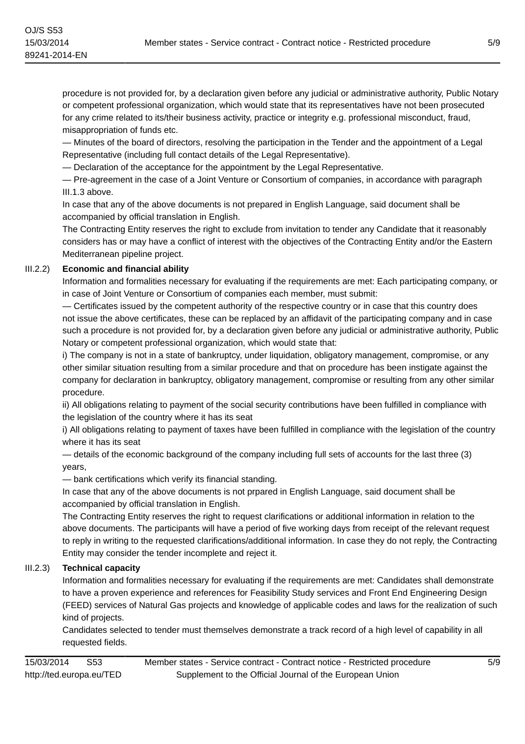procedure is not provided for, by a declaration given before any judicial or administrative authority, Public Notary or competent professional organization, which would state that its representatives have not been prosecuted for any crime related to its/their business activity, practice or integrity e.g. professional misconduct, fraud, misappropriation of funds etc.

— Minutes of the board of directors, resolving the participation in the Tender and the appointment of a Legal Representative (including full contact details of the Legal Representative).

— Declaration of the acceptance for the appointment by the Legal Representative.

— Pre-agreement in the case of a Joint Venture or Consortium of companies, in accordance with paragraph III.1.3 above.

In case that any of the above documents is not prepared in English Language, said document shall be accompanied by official translation in English.

The Contracting Entity reserves the right to exclude from invitation to tender any Candidate that it reasonably considers has or may have a conflict of interest with the objectives of the Contracting Entity and/or the Eastern Mediterranean pipeline project.

III.2.2) **Economic and financial ability**

Information and formalities necessary for evaluating if the requirements are met: Each participating company, or in case of Joint Venture or Consortium of companies each member, must submit:

— Certificates issued by the competent authority of the respective country or in case that this country does not issue the above certificates, these can be replaced by an affidavit of the participating company and in case such a procedure is not provided for, by a declaration given before any judicial or administrative authority, Public Notary or competent professional organization, which would state that:

i) The company is not in a state of bankruptcy, under liquidation, obligatory management, compromise, or any other similar situation resulting from a similar procedure and that on procedure has been instigate against the company for declaration in bankruptcy, obligatory management, compromise or resulting from any other similar procedure.

ii) All obligations relating to payment of the social security contributions have been fulfilled in compliance with the legislation of the country where it has its seat

i) All obligations relating to payment of taxes have been fulfilled in compliance with the legislation of the country where it has its seat

— details of the economic background of the company including full sets of accounts for the last three (3) years,

— bank certifications which verify its financial standing.

In case that any of the above documents is not prpared in English Language, said document shall be accompanied by official translation in English.

The Contracting Entity reserves the right to request clarifications or additional information in relation to the above documents. The participants will have a period of five working days from receipt of the relevant request to reply in writing to the requested clarifications/additional information. In case they do not reply, the Contracting Entity may consider the tender incomplete and reject it.

III.2.3) **Technical capacity**

Information and formalities necessary for evaluating if the requirements are met: Candidates shall demonstrate to have a proven experience and references for Feasibility Study services and Front End Engineering Design (FEED) services of Natural Gas projects and knowledge of applicable codes and laws for the realization of such kind of projects.

Candidates selected to tender must themselves demonstrate a track record of a high level of capability in all requested fields.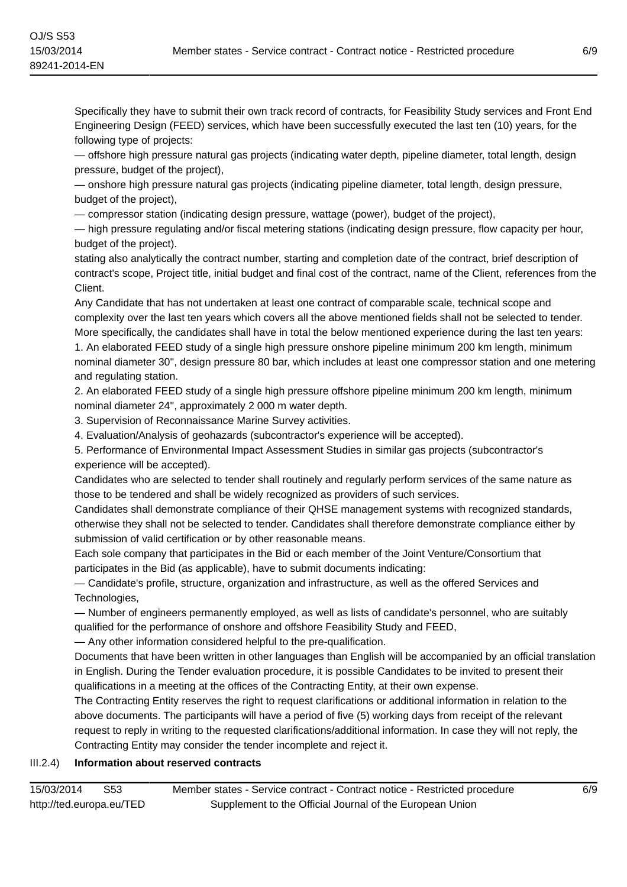Specifically they have to submit their own track record of contracts, for Feasibility Study services and Front End Engineering Design (FEED) services, which have been successfully executed the last ten (10) years, for the following type of projects:

— offshore high pressure natural gas projects (indicating water depth, pipeline diameter, total length, design pressure, budget of the project),

— onshore high pressure natural gas projects (indicating pipeline diameter, total length, design pressure, budget of the project),

— compressor station (indicating design pressure, wattage (power), budget of the project),

— high pressure regulating and/or fiscal metering stations (indicating design pressure, flow capacity per hour, budget of the project).

stating also analytically the contract number, starting and completion date of the contract, brief description of contract's scope, Project title, initial budget and final cost of the contract, name of the Client, references from the Client.

Any Candidate that has not undertaken at least one contract of comparable scale, technical scope and complexity over the last ten years which covers all the above mentioned fields shall not be selected to tender.

More specifically, the candidates shall have in total the below mentioned experience during the last ten years:

1. An elaborated FEED study of a single high pressure onshore pipeline minimum 200 km length, minimum nominal diameter 30'', design pressure 80 bar, which includes at least one compressor station and one metering and regulating station.

2. An elaborated FEED study of a single high pressure offshore pipeline minimum 200 km length, minimum nominal diameter 24'', approximately 2 000 m water depth.

3. Supervision of Reconnaissance Marine Survey activities.

4. Evaluation/Analysis of geohazards (subcontractor's experience will be accepted).

5. Performance of Environmental Impact Assessment Studies in similar gas projects (subcontractor's experience will be accepted).

Candidates who are selected to tender shall routinely and regularly perform services of the same nature as those to be tendered and shall be widely recognized as providers of such services.

Candidates shall demonstrate compliance of their QHSE management systems with recognized standards, otherwise they shall not be selected to tender. Candidates shall therefore demonstrate compliance either by submission of valid certification or by other reasonable means.

Each sole company that participates in the Bid or each member of the Joint Venture/Consortium that participates in the Bid (as applicable), have to submit documents indicating:

— Candidate's profile, structure, organization and infrastructure, as well as the offered Services and Technologies,

— Number of engineers permanently employed, as well as lists of candidate's personnel, who are suitably qualified for the performance of onshore and offshore Feasibility Study and FEED,

— Any other information considered helpful to the pre-qualification.

Documents that have been written in other languages than English will be accompanied by an official translation in English. During the Tender evaluation procedure, it is possible Candidates to be invited to present their qualifications in a meeting at the offices of the Contracting Entity, at their own expense.

The Contracting Entity reserves the right to request clarifications or additional information in relation to the above documents. The participants will have a period of five (5) working days from receipt of the relevant request to reply in writing to the requested clarifications/additional information. In case they will not reply, the Contracting Entity may consider the tender incomplete and reject it.

III.2.4) **Information about reserved contracts**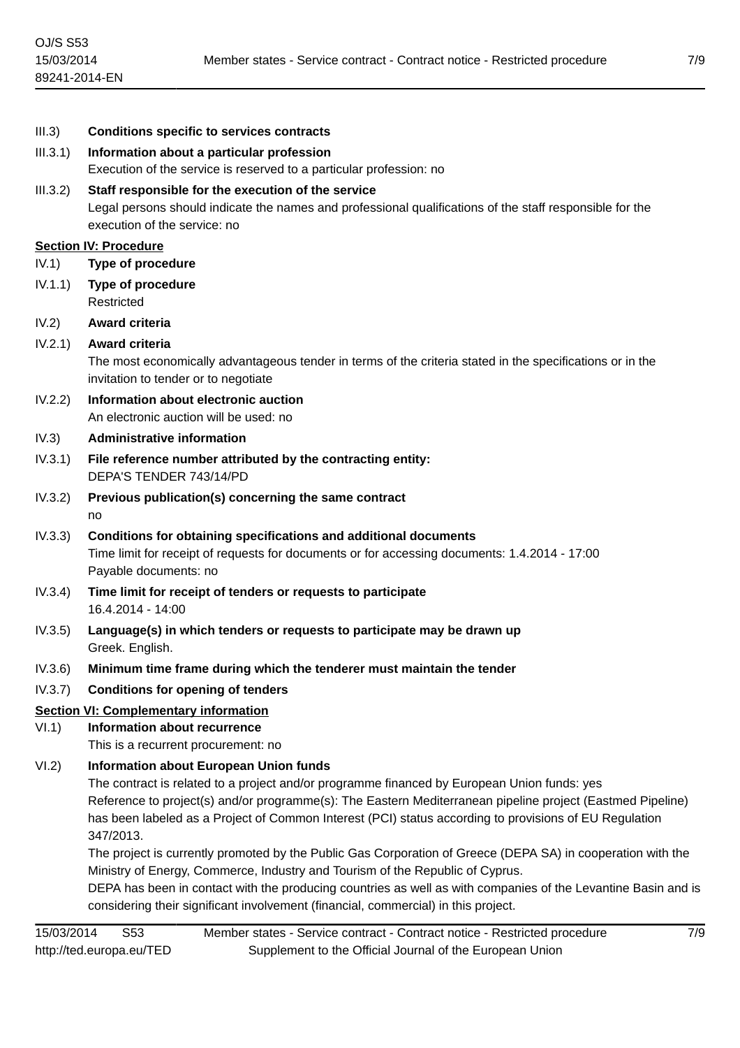III.3) **Conditions specific to services contracts**

III.3.1) **Information about a particular profession**
Execution of the service is reserved to a particular profession: no

III.3.2) **Staff responsible for the execution of the service**
Legal persons should indicate the names and professional qualifications of the staff responsible for the execution of the service: no

**Section IV: Procedure**

IV.1) **Type of procedure**

IV.1.1) **Type of procedure**
Restricted

IV.2) **Award criteria**

IV.2.1) **Award criteria**
The most economically advantageous tender in terms of the criteria stated in the specifications or in the invitation to tender or to negotiate

IV.2.2) **Information about electronic auction**
An electronic auction will be used: no

IV.3) **Administrative information**

IV.3.1) **File reference number attributed by the contracting entity:**
DEPA'S TENDER 743/14/PD

IV.3.2) **Previous publication(s) concerning the same contract**
no

IV.3.3) **Conditions for obtaining specifications and additional documents**
Time limit for receipt of requests for documents or for accessing documents: 1.4.2014 - 17:00
Payable documents: no

IV.3.4) **Time limit for receipt of tenders or requests to participate**
16.4.2014 - 14:00

IV.3.5) **Language(s) in which tenders or requests to participate may be drawn up**
Greek. English.

IV.3.6) **Minimum time frame during which the tenderer must maintain the tender**

IV.3.7) **Conditions for opening of tenders**

**Section VI: Complementary information**

VI.1) **Information about recurrence**
This is a recurrent procurement: no

VI.2) **Information about European Union funds**
The contract is related to a project and/or programme financed by European Union funds: yes
Reference to project(s) and/or programme(s): The Eastern Mediterranean pipeline project (Eastmed Pipeline) has been labeled as a Project of Common Interest (PCI) status according to provisions of EU Regulation 347/2013.
The project is currently promoted by the Public Gas Corporation of Greece (DEPA SA) in cooperation with the Ministry of Energy, Commerce, Industry and Tourism of the Republic of Cyprus.
DEPA has been in contact with the producing countries as well as with companies of the Levantine Basin and is considering their significant involvement (financial, commercial) in this project.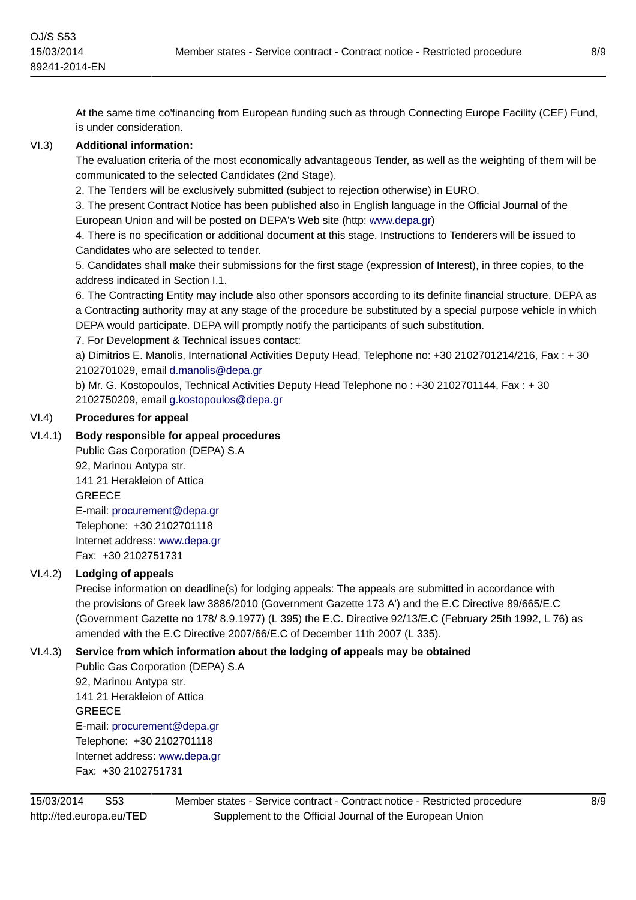At the same time co'financing from European funding such as through Connecting Europe Facility (CEF) Fund, is under consideration.

**VI.3) Additional information:**

The evaluation criteria of the most economically advantageous Tender, as well as the weighting of them will be communicated to the selected Candidates (2nd Stage).

2. The Tenders will be exclusively submitted (subject to rejection otherwise) in EURO.

3. The present Contract Notice has been published also in English language in the Official Journal of the European Union and will be posted on DEPA's Web site (http: www.depa.gr)

4. There is no specification or additional document at this stage. Instructions to Tenderers will be issued to Candidates who are selected to tender.

5. Candidates shall make their submissions for the first stage (expression of Interest), in three copies, to the address indicated in Section I.1.

6. The Contracting Entity may include also other sponsors according to its definite financial structure. DEPA as a Contracting authority may at any stage of the procedure be substituted by a special purpose vehicle in which DEPA would participate. DEPA will promptly notify the participants of such substitution.

7. For Development & Technical issues contact:

a) Dimitrios E. Manolis, International Activities Deputy Head, Telephone no: +30 2102701214/216, Fax : + 30 2102701029, email d.manolis@depa.gr

b) Mr. G. Kostopoulos, Technical Activities Deputy Head Telephone no : +30 2102701144, Fax : + 30 2102750209, email g.kostopoulos@depa.gr

**VI.4) Procedures for appeal**

**VI.4.1) Body responsible for appeal procedures**

Public Gas Corporation (DEPA) S.A
92, Marinou Antypa str.
141 21 Herakleion of Attica
GREECE
E-mail: procurement@depa.gr
Telephone: +30 2102701118
Internet address: www.depa.gr
Fax: +30 2102751731

**VI.4.2) Lodging of appeals**

Precise information on deadline(s) for lodging appeals: The appeals are submitted in accordance with the provisions of Greek law 3886/2010 (Government Gazette 173 A') and the E.C Directive 89/665/E.C (Government Gazette no 178/ 8.9.1977) (L 395) the E.C. Directive 92/13/E.C (February 25th 1992, L 76) as amended with the E.C Directive 2007/66/E.C of December 11th 2007 (L 335).

**VI.4.3) Service from which information about the lodging of appeals may be obtained**

Public Gas Corporation (DEPA) S.A
92, Marinou Antypa str.
141 21 Herakleion of Attica
GREECE
E-mail: procurement@depa.gr
Telephone: +30 2102701118
Internet address: www.depa.gr
Fax: +30 2102751731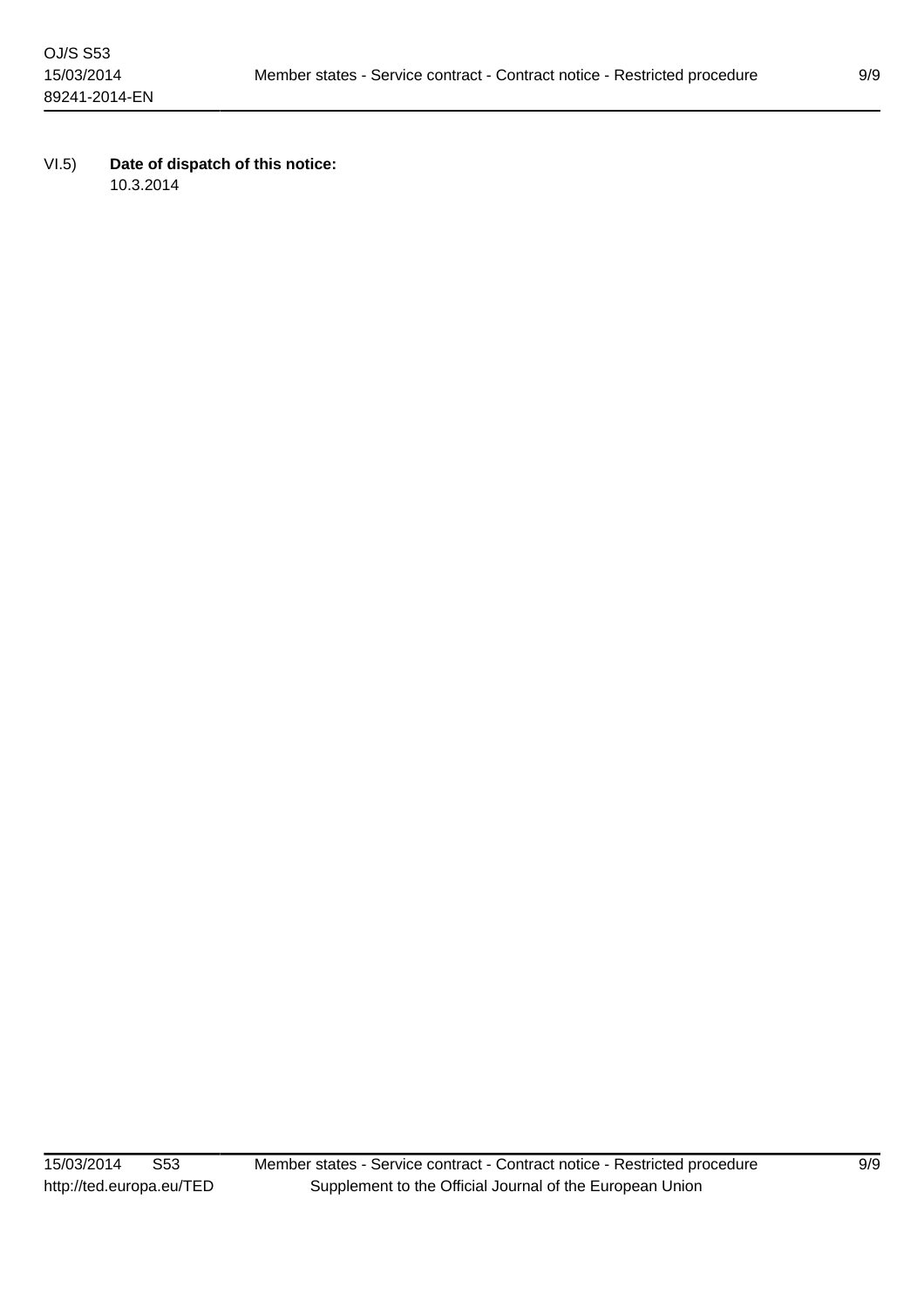VI.5) **Date of dispatch of this notice:**
10.3.2014